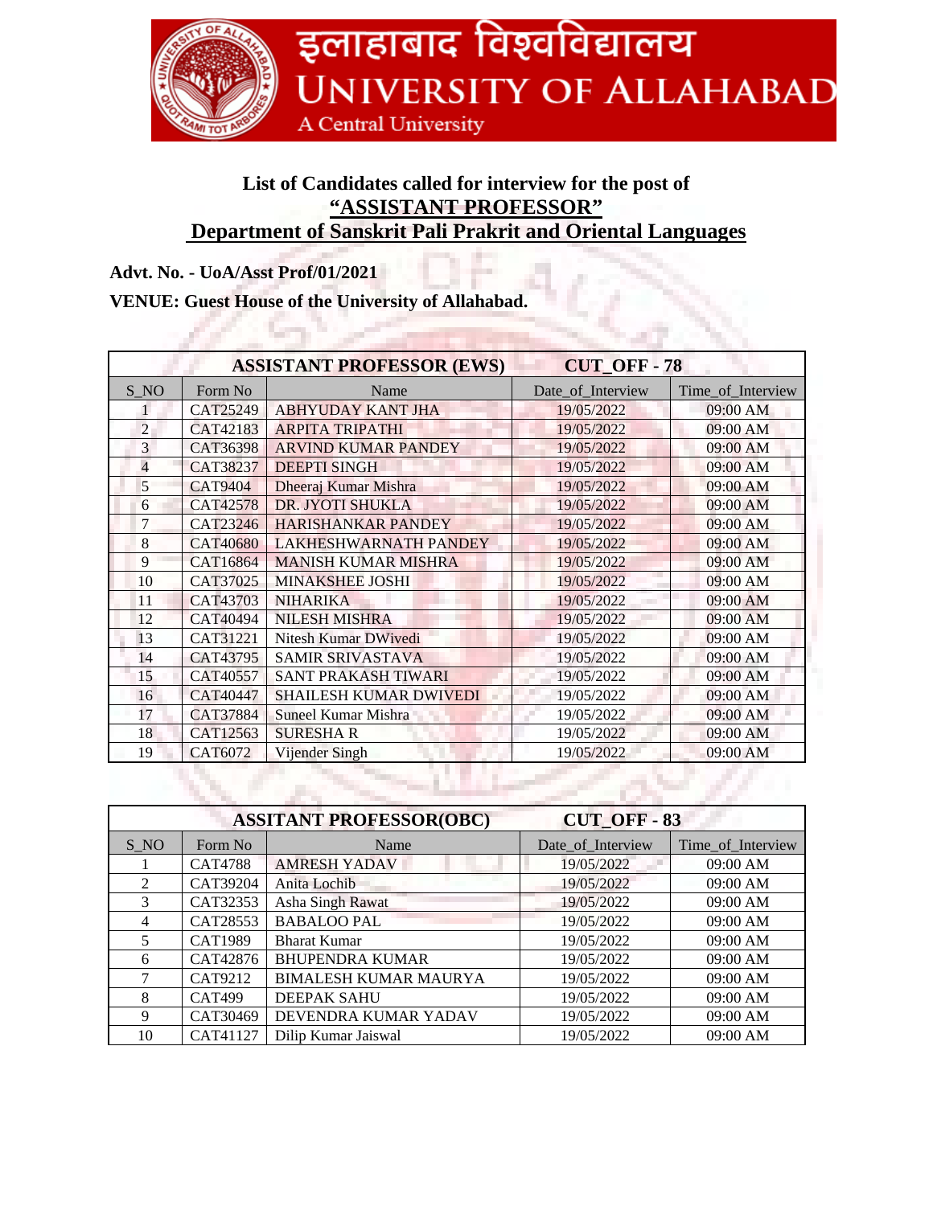# इलाहाबाद विश्वविद्यालय
# UNIVERSITY OF ALLAHABAD
A Central University

## List of Candidates called for interview for the post of
## "ASSISTANT PROFESSOR"
## Department of Sanskrit Pali Prakrit and Oriental Languages

**Advt. No. - UoA/Asst Prof/01/2021**

**VENUE: Guest House of the University of Allahabad.**

| ASSISTANT PROFESSOR (EWS) | | | CUT_OFF - 78 | |
|---|---|---|---|---|
| S_NO | Form No | Name | Date_of_Interview | Time_of_Interview |
| 1 | CAT25249 | ABHYUDAY KANT JHA | 19/05/2022 | 09:00 AM |
| 2 | CAT42183 | ARPITA TRIPATHI | 19/05/2022 | 09:00 AM |
| 3 | CAT36398 | ARVIND KUMAR PANDEY | 19/05/2022 | 09:00 AM |
| 4 | CAT38237 | DEEPTI SINGH | 19/05/2022 | 09:00 AM |
| 5 | CAT9404 | Dheeraj Kumar Mishra | 19/05/2022 | 09:00 AM |
| 6 | CAT42578 | DR. JYOTI SHUKLA | 19/05/2022 | 09:00 AM |
| 7 | CAT23246 | HARISHANKAR PANDEY | 19/05/2022 | 09:00 AM |
| 8 | CAT40680 | LAKHESHWARNATH PANDEY | 19/05/2022 | 09:00 AM |
| 9 | CAT16864 | MANISH KUMAR MISHRA | 19/05/2022 | 09:00 AM |
| 10 | CAT37025 | MINAKSHEE JOSHI | 19/05/2022 | 09:00 AM |
| 11 | CAT43703 | NIHARIKA | 19/05/2022 | 09:00 AM |
| 12 | CAT40494 | NILESH MISHRA | 19/05/2022 | 09:00 AM |
| 13 | CAT31221 | Nitesh Kumar DWivedi | 19/05/2022 | 09:00 AM |
| 14 | CAT43795 | SAMIR SRIVASTAVA | 19/05/2022 | 09:00 AM |
| 15 | CAT40557 | SANT PRAKASH TIWARI | 19/05/2022 | 09:00 AM |
| 16 | CAT40447 | SHAILESH KUMAR DWIVEDI | 19/05/2022 | 09:00 AM |
| 17 | CAT37884 | Suneel Kumar Mishra | 19/05/2022 | 09:00 AM |
| 18 | CAT12563 | SURESHA R | 19/05/2022 | 09:00 AM |
| 19 | CAT6072 | Vijender Singh | 19/05/2022 | 09:00 AM |

| ASSITANT PROFESSOR(OBC) | | | CUT_OFF - 83 | |
|---|---|---|---|---|
| S_NO | Form No | Name | Date_of_Interview | Time_of_Interview |
| 1 | CAT4788 | AMRESH YADAV | 19/05/2022 | 09:00 AM |
| 2 | CAT39204 | Anita Lochib | 19/05/2022 | 09:00 AM |
| 3 | CAT32353 | Asha Singh Rawat | 19/05/2022 | 09:00 AM |
| 4 | CAT28553 | BABALOO PAL | 19/05/2022 | 09:00 AM |
| 5 | CAT1989 | Bharat Kumar | 19/05/2022 | 09:00 AM |
| 6 | CAT42876 | BHUPENDRA KUMAR | 19/05/2022 | 09:00 AM |
| 7 | CAT9212 | BIMALESH KUMAR MAURYA | 19/05/2022 | 09:00 AM |
| 8 | CAT499 | DEEPAK SAHU | 19/05/2022 | 09:00 AM |
| 9 | CAT30469 | DEVENDRA KUMAR YADAV | 19/05/2022 | 09:00 AM |
| 10 | CAT41127 | Dilip Kumar Jaiswal | 19/05/2022 | 09:00 AM |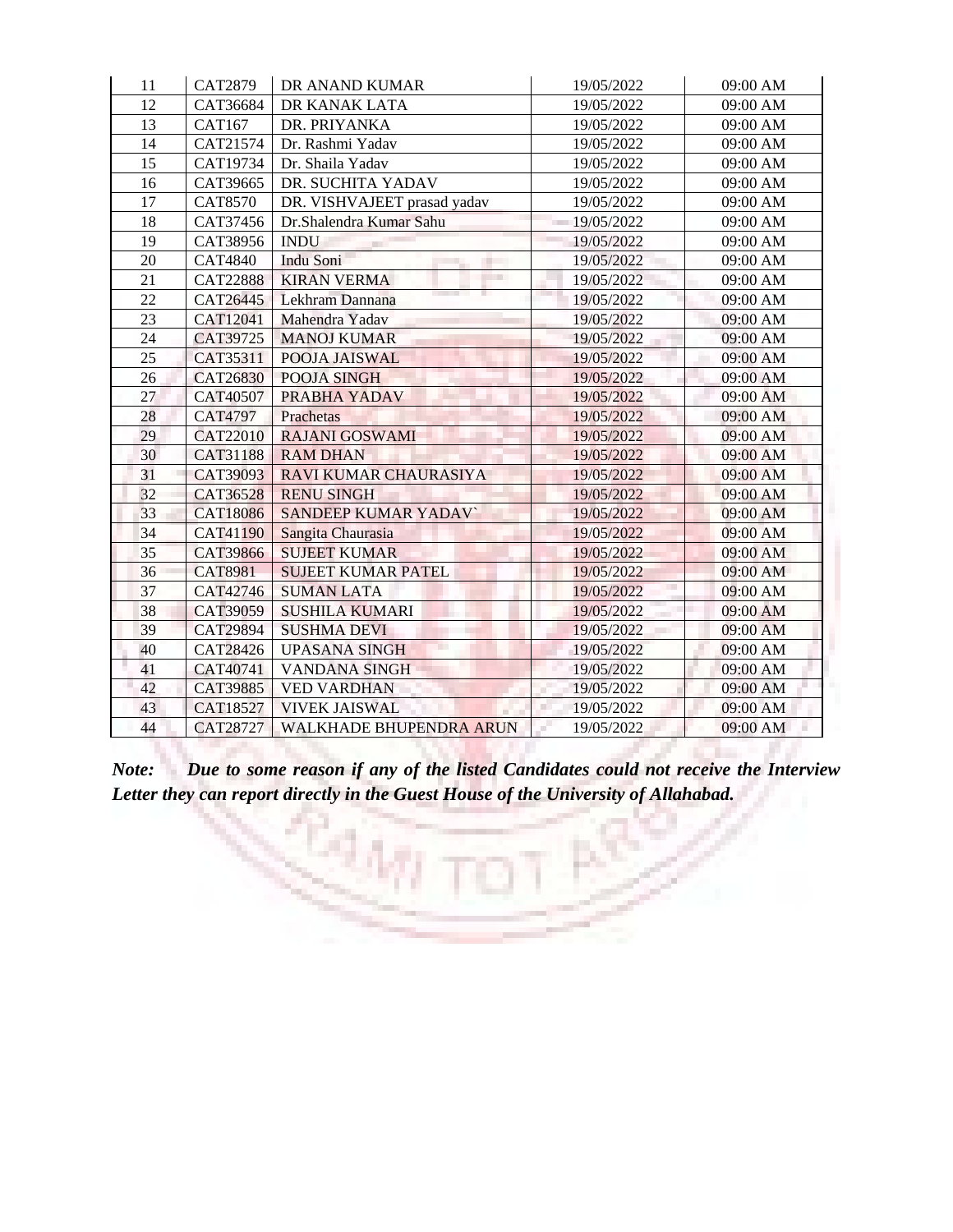| | | | | |
|---|---|---|---|---|
| 11 | CAT2879 | DR ANAND KUMAR | 19/05/2022 | 09:00 AM |
| 12 | CAT36684 | DR KANAK LATA | 19/05/2022 | 09:00 AM |
| 13 | CAT167 | DR. PRIYANKA | 19/05/2022 | 09:00 AM |
| 14 | CAT21574 | Dr. Rashmi Yadav | 19/05/2022 | 09:00 AM |
| 15 | CAT19734 | Dr. Shaila Yadav | 19/05/2022 | 09:00 AM |
| 16 | CAT39665 | DR. SUCHITA YADAV | 19/05/2022 | 09:00 AM |
| 17 | CAT8570 | DR. VISHVAJEET prasad yadav | 19/05/2022 | 09:00 AM |
| 18 | CAT37456 | Dr.Shalendra Kumar Sahu | 19/05/2022 | 09:00 AM |
| 19 | CAT38956 | INDU | 19/05/2022 | 09:00 AM |
| 20 | CAT4840 | Indu Soni | 19/05/2022 | 09:00 AM |
| 21 | CAT22888 | KIRAN VERMA | 19/05/2022 | 09:00 AM |
| 22 | CAT26445 | Lekhram Dannana | 19/05/2022 | 09:00 AM |
| 23 | CAT12041 | Mahendra Yadav | 19/05/2022 | 09:00 AM |
| 24 | CAT39725 | MANOJ KUMAR | 19/05/2022 | 09:00 AM |
| 25 | CAT35311 | POOJA JAISWAL | 19/05/2022 | 09:00 AM |
| 26 | CAT26830 | POOJA SINGH | 19/05/2022 | 09:00 AM |
| 27 | CAT40507 | PRABHA YADAV | 19/05/2022 | 09:00 AM |
| 28 | CAT4797 | Prachetas | 19/05/2022 | 09:00 AM |
| 29 | CAT22010 | RAJANI GOSWAMI | 19/05/2022 | 09:00 AM |
| 30 | CAT31188 | RAM DHAN | 19/05/2022 | 09:00 AM |
| 31 | CAT39093 | RAVI KUMAR CHAURASIYA | 19/05/2022 | 09:00 AM |
| 32 | CAT36528 | RENU SINGH | 19/05/2022 | 09:00 AM |
| 33 | CAT18086 | SANDEEP KUMAR YADAV` | 19/05/2022 | 09:00 AM |
| 34 | CAT41190 | Sangita Chaurasia | 19/05/2022 | 09:00 AM |
| 35 | CAT39866 | SUJEET KUMAR | 19/05/2022 | 09:00 AM |
| 36 | CAT8981 | SUJEET KUMAR PATEL | 19/05/2022 | 09:00 AM |
| 37 | CAT42746 | SUMAN LATA | 19/05/2022 | 09:00 AM |
| 38 | CAT39059 | SUSHILA KUMARI | 19/05/2022 | 09:00 AM |
| 39 | CAT29894 | SUSHMA DEVI | 19/05/2022 | 09:00 AM |
| 40 | CAT28426 | UPASANA SINGH | 19/05/2022 | 09:00 AM |
| 41 | CAT40741 | VANDANA SINGH | 19/05/2022 | 09:00 AM |
| 42 | CAT39885 | VED VARDHAN | 19/05/2022 | 09:00 AM |
| 43 | CAT18527 | VIVEK JAISWAL | 19/05/2022 | 09:00 AM |
| 44 | CAT28727 | WALKHADE BHUPENDRA ARUN | 19/05/2022 | 09:00 AM |

***Note: Due to some reason if any of the listed Candidates could not receive the Interview Letter they can report directly in the Guest House of the University of Allahabad.***